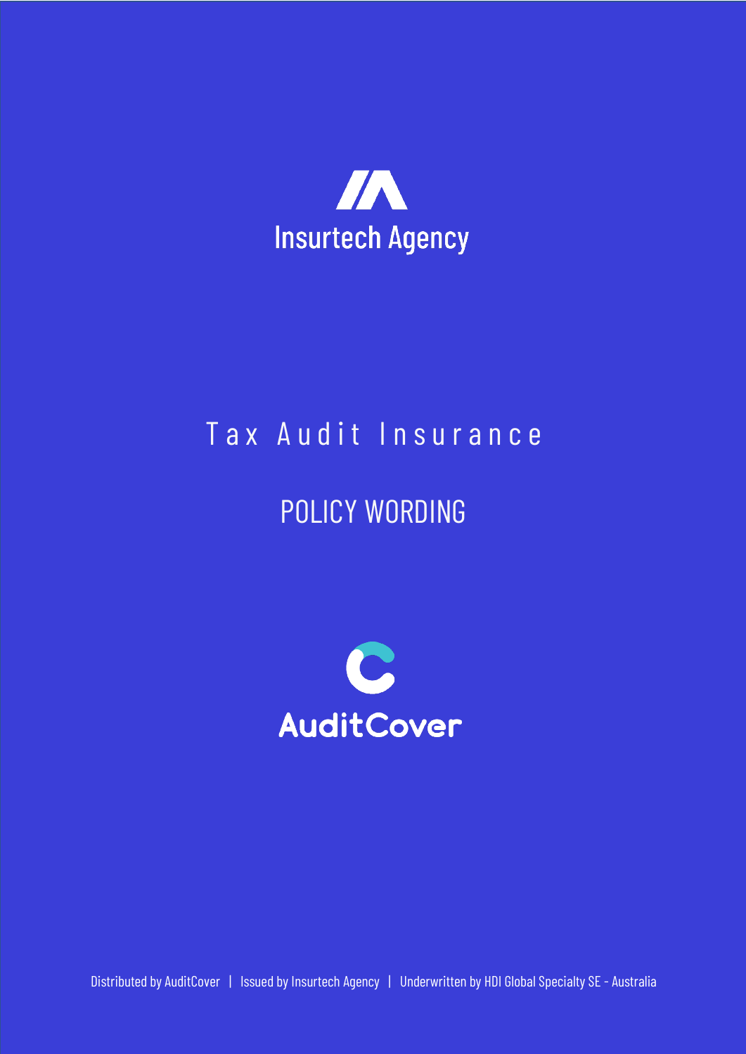Insurtech Agency

# Tax Audit Insurance

## POLICY WORDING

AuditCover

Distributed by AuditCover | Issued by Insurtech Agency | Underwritten by HDI Global Specialty SE - Australia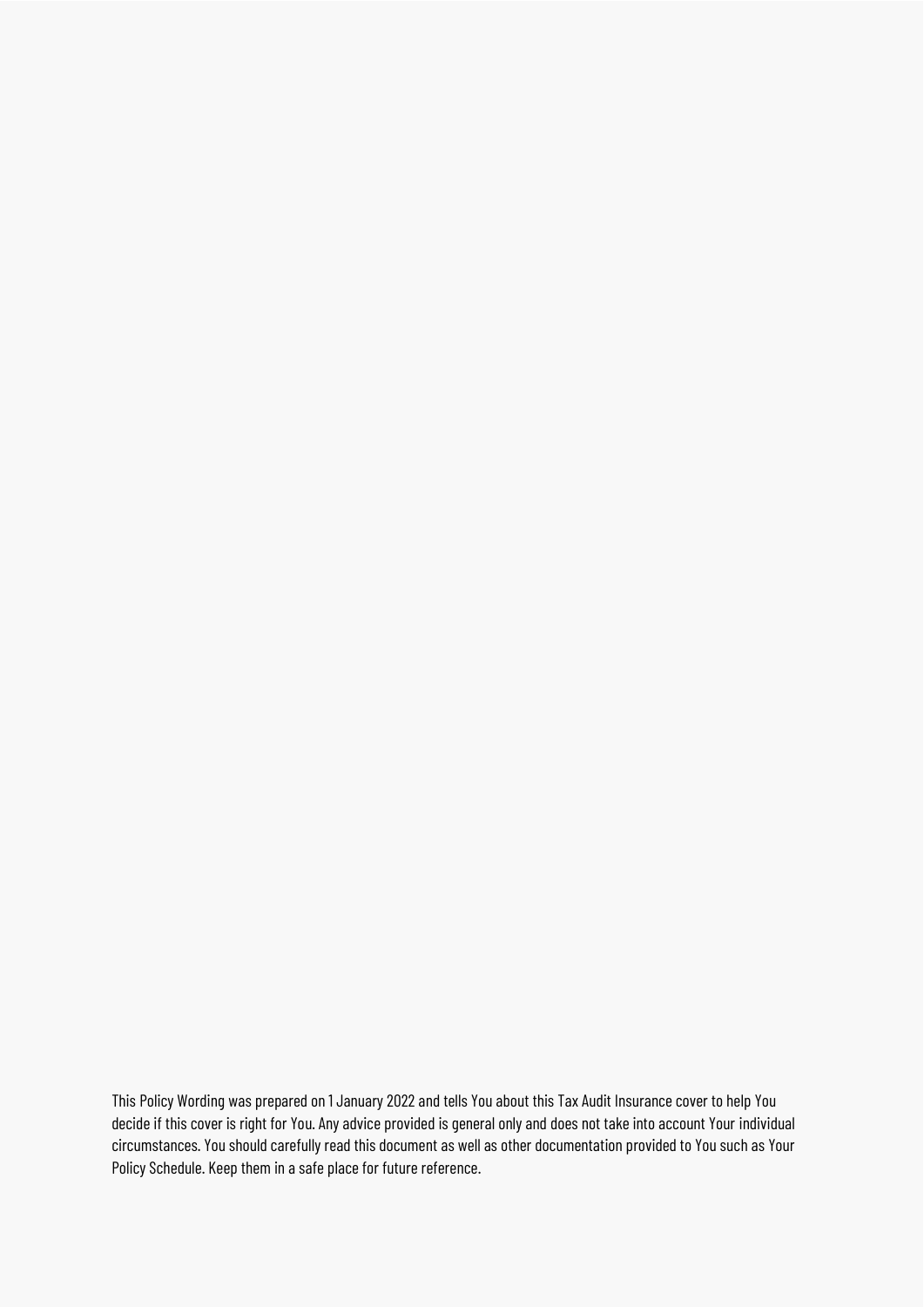This Policy Wording was prepared on 1 January 2022 and tells You about this Tax Audit Insurance cover to help You decide if this cover is right for You. Any advice provided is general only and does not take into account Your individual circumstances. You should carefully read this document as well as other documentation provided to You such as Your Policy Schedule. Keep them in a safe place for future reference.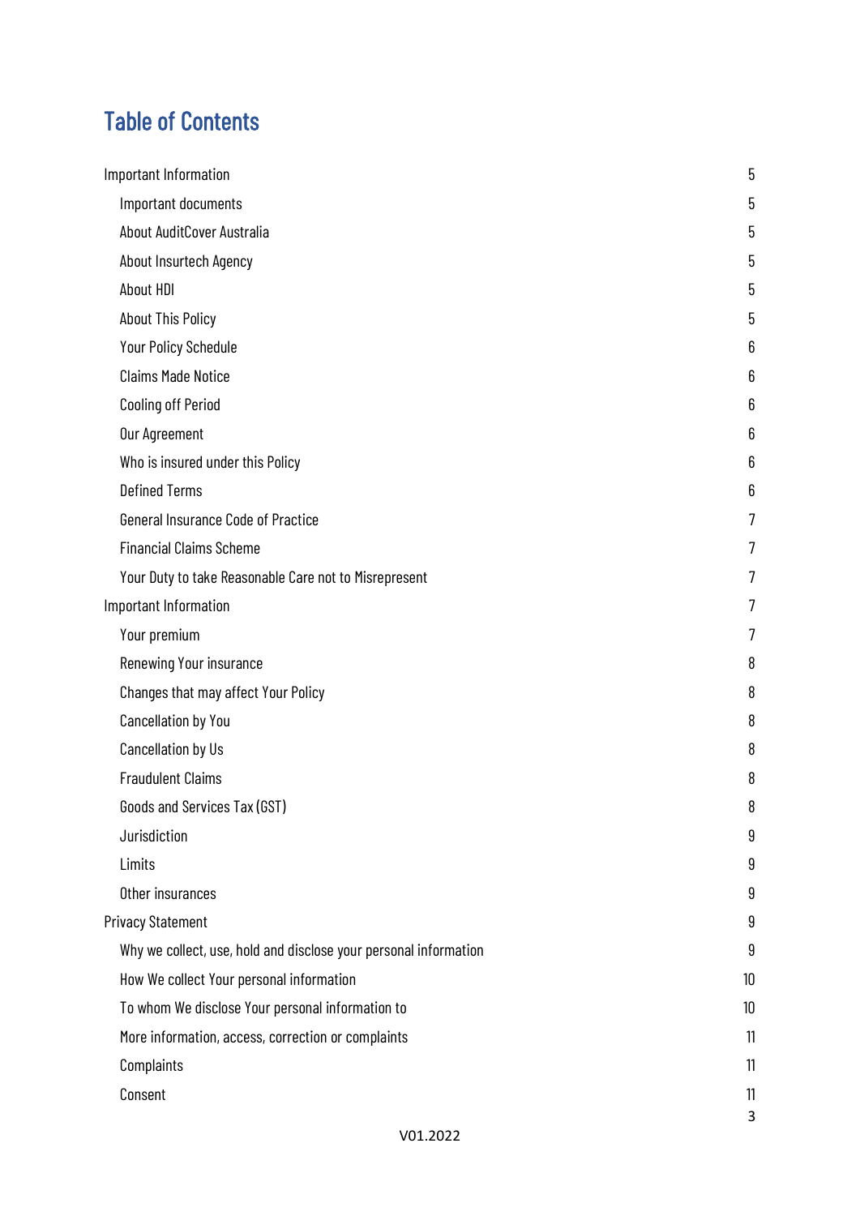# Table of Contents

- Important Information 5
  - Important documents 5
  - About AuditCover Australia 5
  - About Insurtech Agency 5
  - About HDI 5
  - About This Policy 5
  - Your Policy Schedule 6
  - Claims Made Notice 6
  - Cooling off Period 6
  - Our Agreement 6
  - Who is insured under this Policy 6
  - Defined Terms 6
  - General Insurance Code of Practice 7
  - Financial Claims Scheme 7
  - Your Duty to take Reasonable Care not to Misrepresent 7
- Important Information 7
  - Your premium 7
  - Renewing Your insurance 8
  - Changes that may affect Your Policy 8
  - Cancellation by You 8
  - Cancellation by Us 8
  - Fraudulent Claims 8
  - Goods and Services Tax (GST) 8
  - Jurisdiction 9
  - Limits 9
  - Other insurances 9
- Privacy Statement 9
  - Why we collect, use, hold and disclose your personal information 9
  - How We collect Your personal information 10
  - To whom We disclose Your personal information to 10
  - More information, access, correction or complaints 11
  - Complaints 11
  - Consent 11

V01.2022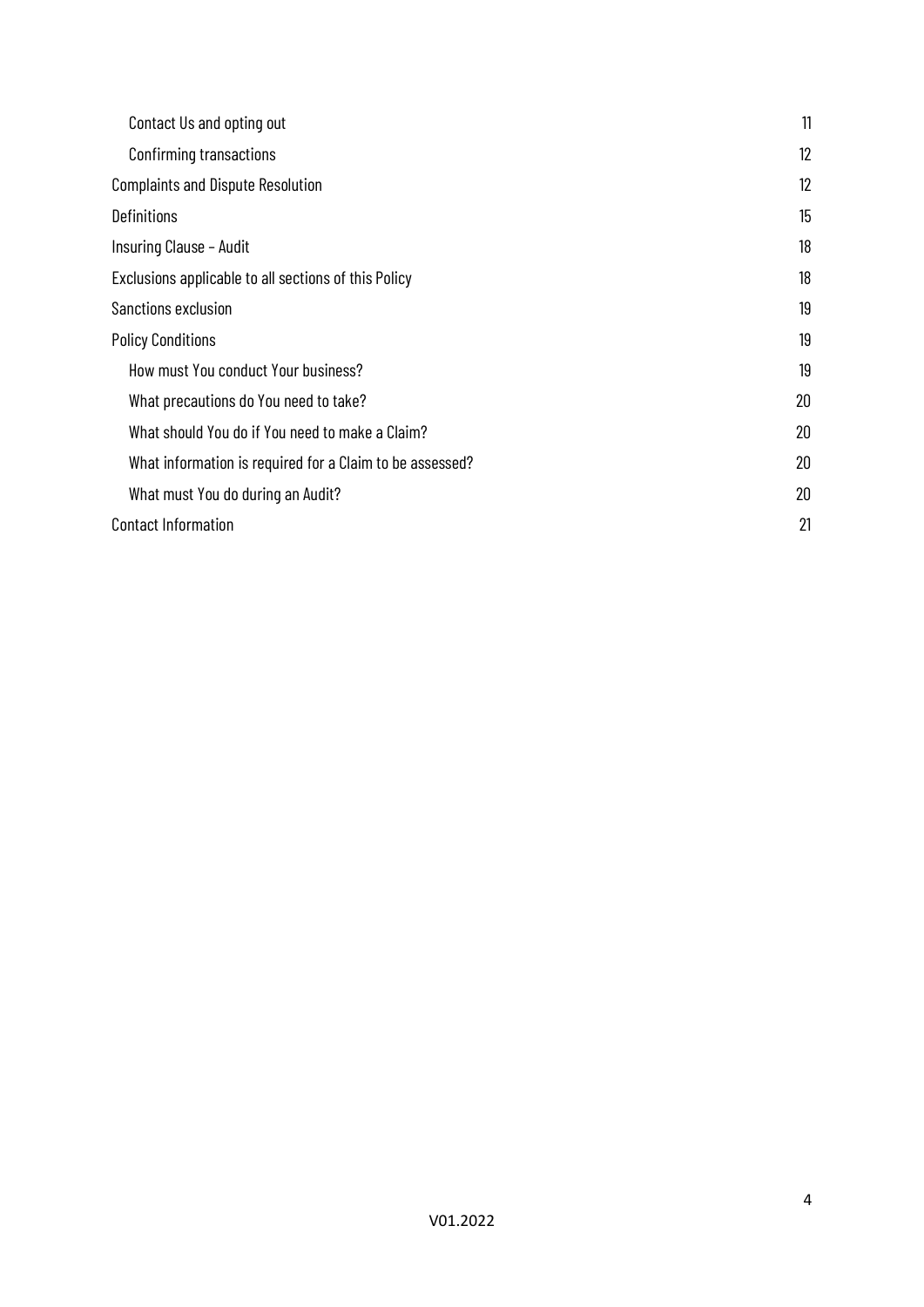| | |
|---|---|
| Contact Us and opting out | 11 |
| Confirming transactions | 12 |
| Complaints and Dispute Resolution | 12 |
| Definitions | 15 |
| Insuring Clause – Audit | 18 |
| Exclusions applicable to all sections of this Policy | 18 |
| Sanctions exclusion | 19 |
| Policy Conditions | 19 |
| How must You conduct Your business? | 19 |
| What precautions do You need to take? | 20 |
| What should You do if You need to make a Claim? | 20 |
| What information is required for a Claim to be assessed? | 20 |
| What must You do during an Audit? | 20 |
| Contact Information | 21 |

V01.2022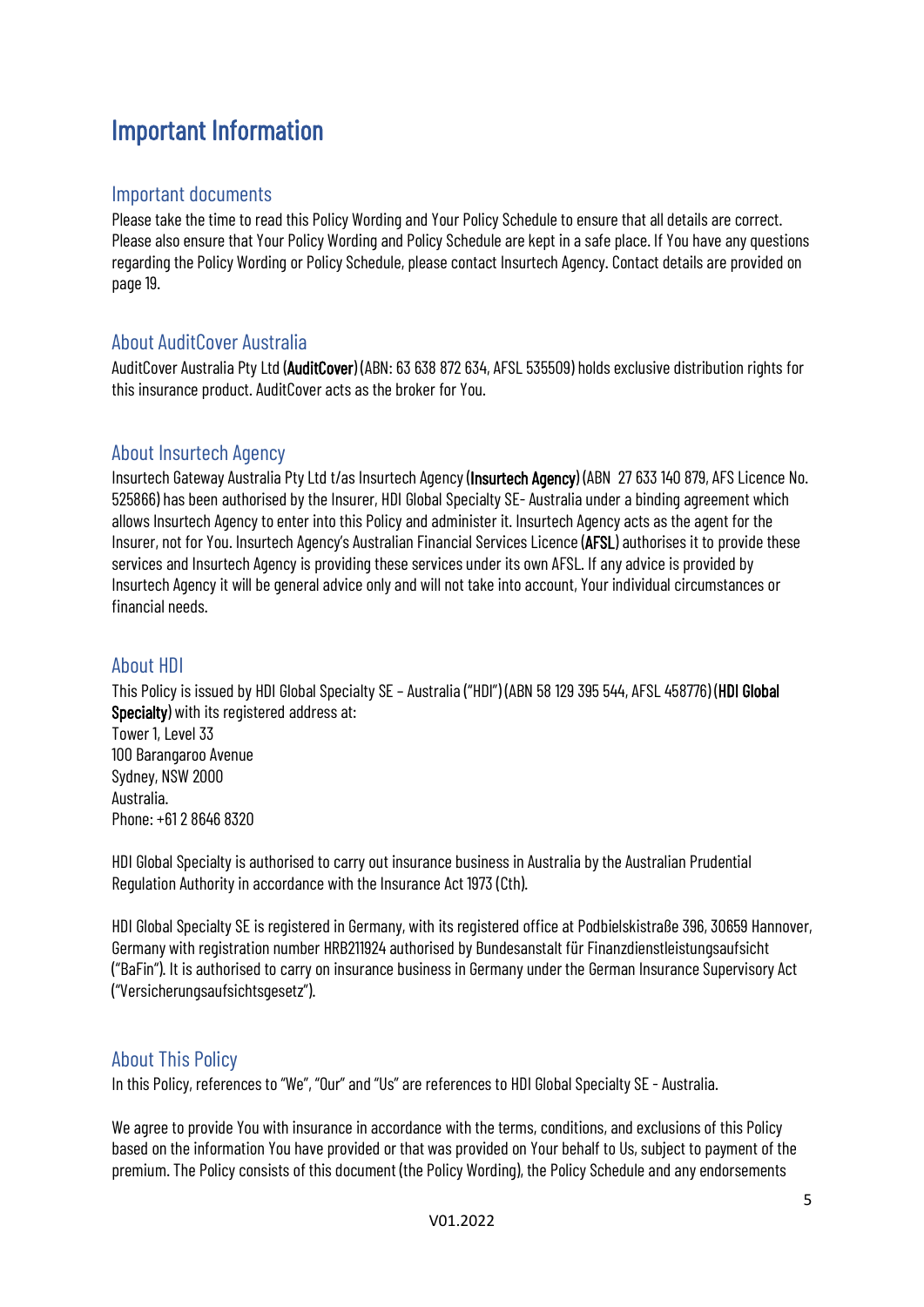# Important Information

## Important documents

Please take the time to read this Policy Wording and Your Policy Schedule to ensure that all details are correct. Please also ensure that Your Policy Wording and Policy Schedule are kept in a safe place. If You have any questions regarding the Policy Wording or Policy Schedule, please contact Insurtech Agency. Contact details are provided on page 19.

## About AuditCover Australia

AuditCover Australia Pty Ltd (**AuditCover**) (ABN: 63 638 872 634, AFSL 535509) holds exclusive distribution rights for this insurance product. AuditCover acts as the broker for You.

## About Insurtech Agency

Insurtech Gateway Australia Pty Ltd t/as Insurtech Agency (**Insurtech Agency**) (ABN 27 633 140 879, AFS Licence No. 525866) has been authorised by the Insurer, HDI Global Specialty SE- Australia under a binding agreement which allows Insurtech Agency to enter into this Policy and administer it. Insurtech Agency acts as the agent for the Insurer, not for You. Insurtech Agency's Australian Financial Services Licence (**AFSL**) authorises it to provide these services and Insurtech Agency is providing these services under its own AFSL. If any advice is provided by Insurtech Agency it will be general advice only and will not take into account, Your individual circumstances or financial needs.

## About HDI

This Policy is issued by HDI Global Specialty SE – Australia ("HDI") (ABN 58 129 395 544, AFSL 458776) (**HDI Global Specialty**) with its registered address at:
Tower 1, Level 33
100 Barangaroo Avenue
Sydney, NSW 2000
Australia.
Phone: +61 2 8646 8320

HDI Global Specialty is authorised to carry out insurance business in Australia by the Australian Prudential Regulation Authority in accordance with the Insurance Act 1973 (Cth).

HDI Global Specialty SE is registered in Germany, with its registered office at Podbielskistraße 396, 30659 Hannover, Germany with registration number HRB211924 authorised by Bundesanstalt für Finanzdienstleistungsaufsicht ("BaFin"). It is authorised to carry on insurance business in Germany under the German Insurance Supervisory Act ("Versicherungsaufsichtsgesetz").

## About This Policy

In this Policy, references to "We", "Our" and "Us" are references to HDI Global Specialty SE - Australia.

We agree to provide You with insurance in accordance with the terms, conditions, and exclusions of this Policy based on the information You have provided or that was provided on Your behalf to Us, subject to payment of the premium. The Policy consists of this document (the Policy Wording), the Policy Schedule and any endorsements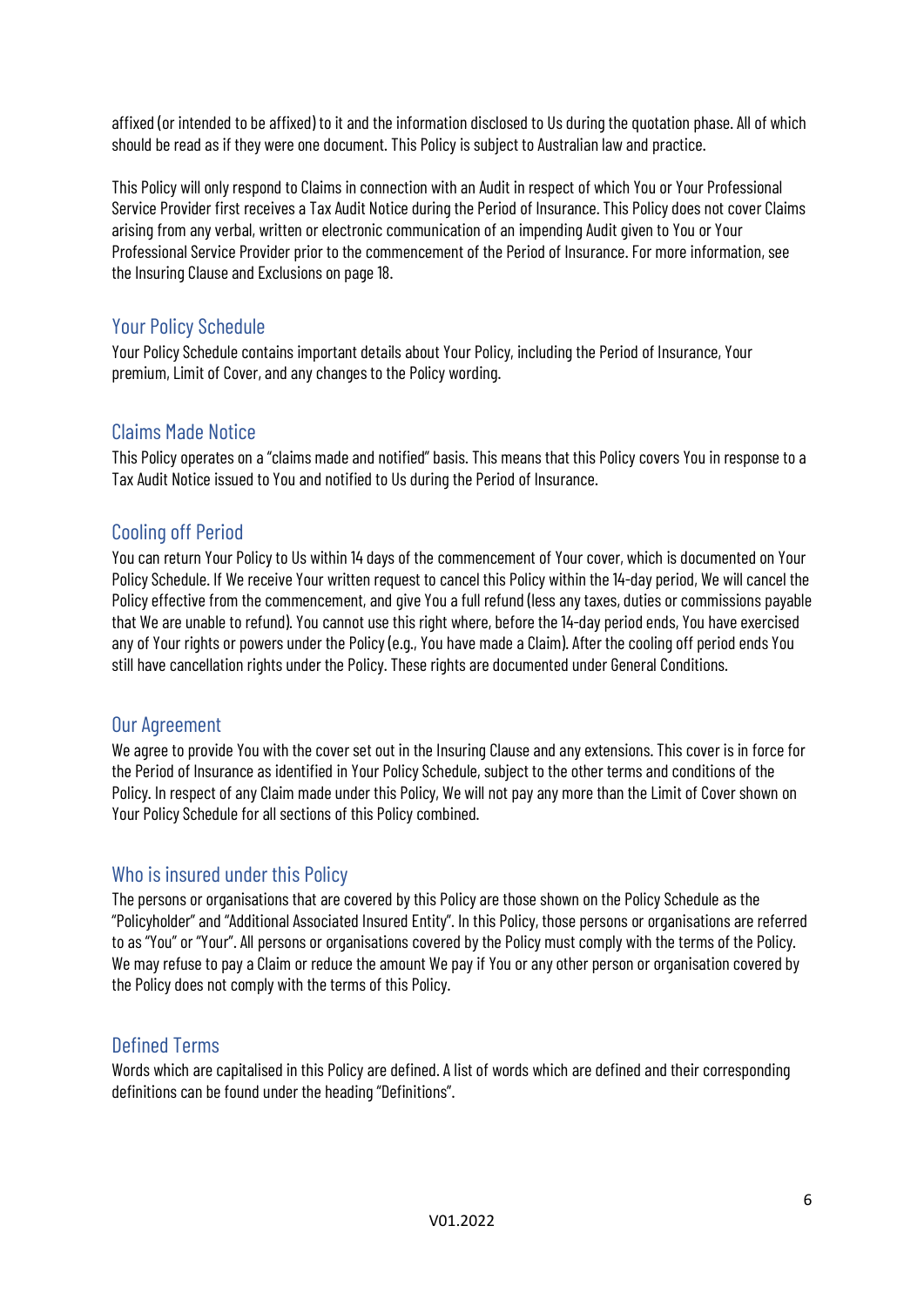affixed (or intended to be affixed) to it and the information disclosed to Us during the quotation phase. All of which should be read as if they were one document. This Policy is subject to Australian law and practice.

This Policy will only respond to Claims in connection with an Audit in respect of which You or Your Professional Service Provider first receives a Tax Audit Notice during the Period of Insurance. This Policy does not cover Claims arising from any verbal, written or electronic communication of an impending Audit given to You or Your Professional Service Provider prior to the commencement of the Period of Insurance. For more information, see the Insuring Clause and Exclusions on page 18.

## Your Policy Schedule

Your Policy Schedule contains important details about Your Policy, including the Period of Insurance, Your premium, Limit of Cover, and any changes to the Policy wording.

## Claims Made Notice

This Policy operates on a "claims made and notified" basis. This means that this Policy covers You in response to a Tax Audit Notice issued to You and notified to Us during the Period of Insurance.

## Cooling off Period

You can return Your Policy to Us within 14 days of the commencement of Your cover, which is documented on Your Policy Schedule. If We receive Your written request to cancel this Policy within the 14-day period, We will cancel the Policy effective from the commencement, and give You a full refund (less any taxes, duties or commissions payable that We are unable to refund). You cannot use this right where, before the 14-day period ends, You have exercised any of Your rights or powers under the Policy (e.g., You have made a Claim). After the cooling off period ends You still have cancellation rights under the Policy. These rights are documented under General Conditions.

## Our Agreement

We agree to provide You with the cover set out in the Insuring Clause and any extensions. This cover is in force for the Period of Insurance as identified in Your Policy Schedule, subject to the other terms and conditions of the Policy. In respect of any Claim made under this Policy, We will not pay any more than the Limit of Cover shown on Your Policy Schedule for all sections of this Policy combined.

## Who is insured under this Policy

The persons or organisations that are covered by this Policy are those shown on the Policy Schedule as the "Policyholder" and "Additional Associated Insured Entity". In this Policy, those persons or organisations are referred to as "You" or "Your". All persons or organisations covered by the Policy must comply with the terms of the Policy. We may refuse to pay a Claim or reduce the amount We pay if You or any other person or organisation covered by the Policy does not comply with the terms of this Policy.

## Defined Terms

Words which are capitalised in this Policy are defined. A list of words which are defined and their corresponding definitions can be found under the heading "Definitions".

V01.2022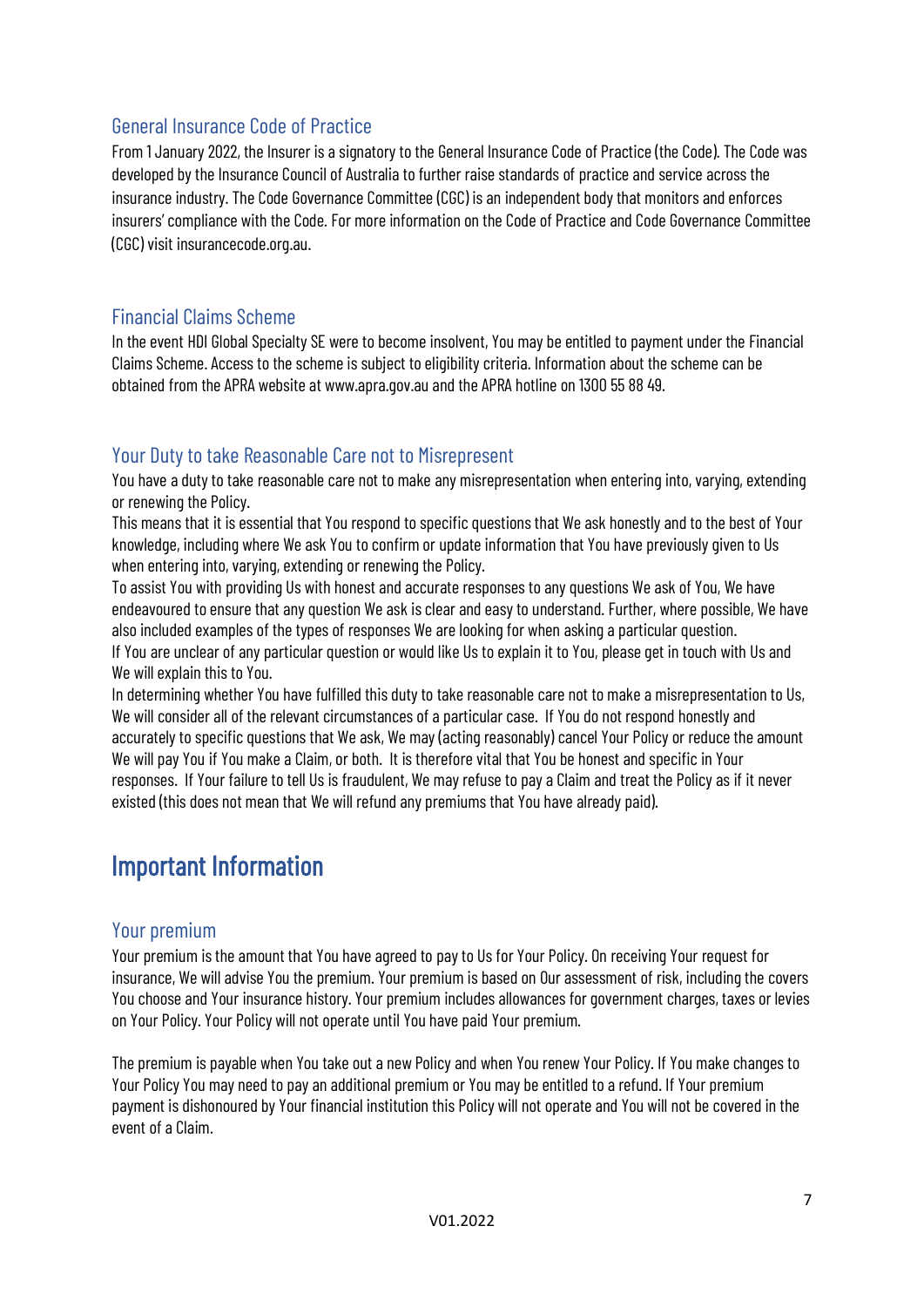## General Insurance Code of Practice

From 1 January 2022, the Insurer is a signatory to the General Insurance Code of Practice (the Code). The Code was developed by the Insurance Council of Australia to further raise standards of practice and service across the insurance industry. The Code Governance Committee (CGC) is an independent body that monitors and enforces insurers' compliance with the Code. For more information on the Code of Practice and Code Governance Committee (CGC) visit insurancecode.org.au.

## Financial Claims Scheme

In the event HDI Global Specialty SE were to become insolvent, You may be entitled to payment under the Financial Claims Scheme. Access to the scheme is subject to eligibility criteria. Information about the scheme can be obtained from the APRA website at www.apra.gov.au and the APRA hotline on 1300 55 88 49.

## Your Duty to take Reasonable Care not to Misrepresent

You have a duty to take reasonable care not to make any misrepresentation when entering into, varying, extending or renewing the Policy.

This means that it is essential that You respond to specific questions that We ask honestly and to the best of Your knowledge, including where We ask You to confirm or update information that You have previously given to Us when entering into, varying, extending or renewing the Policy.

To assist You with providing Us with honest and accurate responses to any questions We ask of You, We have endeavoured to ensure that any question We ask is clear and easy to understand. Further, where possible, We have also included examples of the types of responses We are looking for when asking a particular question.

If You are unclear of any particular question or would like Us to explain it to You, please get in touch with Us and We will explain this to You.

In determining whether You have fulfilled this duty to take reasonable care not to make a misrepresentation to Us, We will consider all of the relevant circumstances of a particular case. If You do not respond honestly and accurately to specific questions that We ask, We may (acting reasonably) cancel Your Policy or reduce the amount We will pay You if You make a Claim, or both. It is therefore vital that You be honest and specific in Your responses. If Your failure to tell Us is fraudulent, We may refuse to pay a Claim and treat the Policy as if it never existed (this does not mean that We will refund any premiums that You have already paid).

# Important Information

## Your premium

Your premium is the amount that You have agreed to pay to Us for Your Policy. On receiving Your request for insurance, We will advise You the premium. Your premium is based on Our assessment of risk, including the covers You choose and Your insurance history. Your premium includes allowances for government charges, taxes or levies on Your Policy. Your Policy will not operate until You have paid Your premium.

The premium is payable when You take out a new Policy and when You renew Your Policy. If You make changes to Your Policy You may need to pay an additional premium or You may be entitled to a refund. If Your premium payment is dishonoured by Your financial institution this Policy will not operate and You will not be covered in the event of a Claim.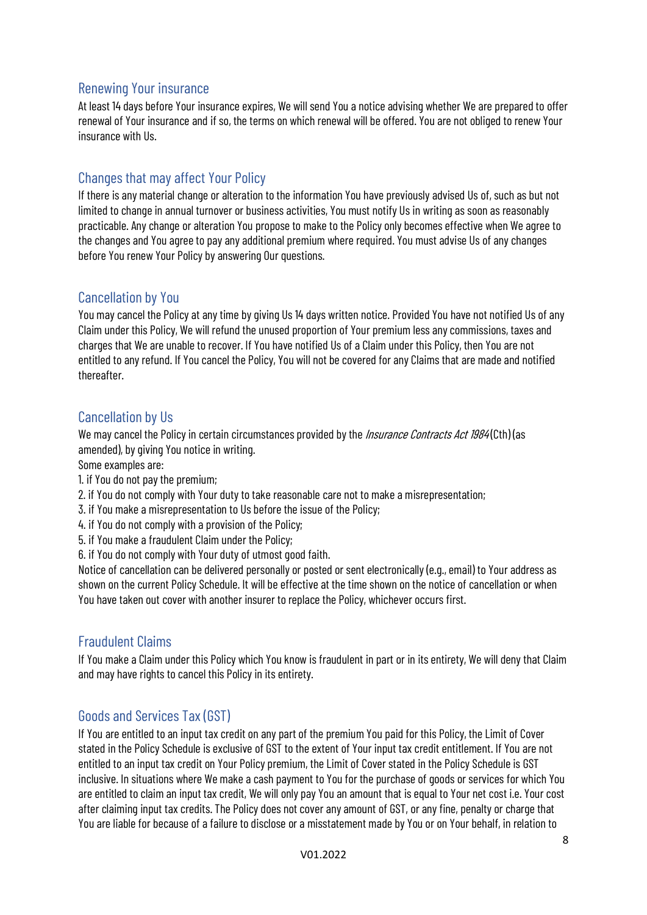## Renewing Your insurance

At least 14 days before Your insurance expires, We will send You a notice advising whether We are prepared to offer renewal of Your insurance and if so, the terms on which renewal will be offered. You are not obliged to renew Your insurance with Us.

## Changes that may affect Your Policy

If there is any material change or alteration to the information You have previously advised Us of, such as but not limited to change in annual turnover or business activities, You must notify Us in writing as soon as reasonably practicable. Any change or alteration You propose to make to the Policy only becomes effective when We agree to the changes and You agree to pay any additional premium where required. You must advise Us of any changes before You renew Your Policy by answering Our questions.

## Cancellation by You

You may cancel the Policy at any time by giving Us 14 days written notice. Provided You have not notified Us of any Claim under this Policy, We will refund the unused proportion of Your premium less any commissions, taxes and charges that We are unable to recover. If You have notified Us of a Claim under this Policy, then You are not entitled to any refund. If You cancel the Policy, You will not be covered for any Claims that are made and notified thereafter.

## Cancellation by Us

We may cancel the Policy in certain circumstances provided by the *Insurance Contracts Act 1984* (Cth) (as amended), by giving You notice in writing.

Some examples are:

1. if You do not pay the premium;
2. if You do not comply with Your duty to take reasonable care not to make a misrepresentation;
3. if You make a misrepresentation to Us before the issue of the Policy;
4. if You do not comply with a provision of the Policy;
5. if You make a fraudulent Claim under the Policy;
6. if You do not comply with Your duty of utmost good faith.

Notice of cancellation can be delivered personally or posted or sent electronically (e.g., email) to Your address as shown on the current Policy Schedule. It will be effective at the time shown on the notice of cancellation or when You have taken out cover with another insurer to replace the Policy, whichever occurs first.

## Fraudulent Claims

If You make a Claim under this Policy which You know is fraudulent in part or in its entirety, We will deny that Claim and may have rights to cancel this Policy in its entirety.

## Goods and Services Tax (GST)

If You are entitled to an input tax credit on any part of the premium You paid for this Policy, the Limit of Cover stated in the Policy Schedule is exclusive of GST to the extent of Your input tax credit entitlement. If You are not entitled to an input tax credit on Your Policy premium, the Limit of Cover stated in the Policy Schedule is GST inclusive. In situations where We make a cash payment to You for the purchase of goods or services for which You are entitled to claim an input tax credit, We will only pay You an amount that is equal to Your net cost i.e. Your cost after claiming input tax credits. The Policy does not cover any amount of GST, or any fine, penalty or charge that You are liable for because of a failure to disclose or a misstatement made by You or on Your behalf, in relation to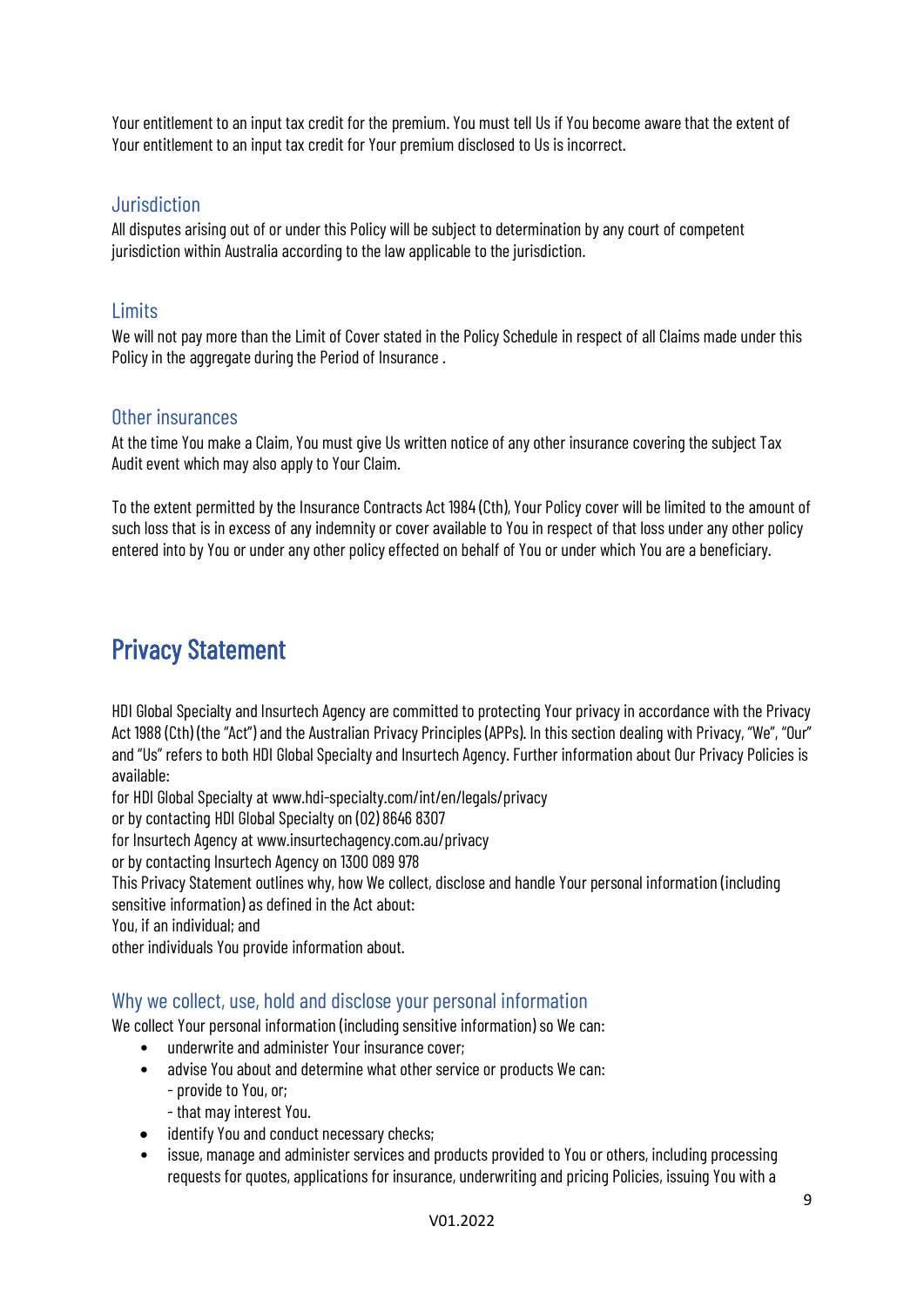Your entitlement to an input tax credit for the premium. You must tell Us if You become aware that the extent of Your entitlement to an input tax credit for Your premium disclosed to Us is incorrect.

### Jurisdiction

All disputes arising out of or under this Policy will be subject to determination by any court of competent jurisdiction within Australia according to the law applicable to the jurisdiction.

### Limits

We will not pay more than the Limit of Cover stated in the Policy Schedule in respect of all Claims made under this Policy in the aggregate during the Period of Insurance .

### Other insurances

At the time You make a Claim, You must give Us written notice of any other insurance covering the subject Tax Audit event which may also apply to Your Claim.

To the extent permitted by the Insurance Contracts Act 1984 (Cth), Your Policy cover will be limited to the amount of such loss that is in excess of any indemnity or cover available to You in respect of that loss under any other policy entered into by You or under any other policy effected on behalf of You or under which You are a beneficiary.

## Privacy Statement

HDI Global Specialty and Insurtech Agency are committed to protecting Your privacy in accordance with the Privacy Act 1988 (Cth) (the "Act") and the Australian Privacy Principles (APPs). In this section dealing with Privacy, "We", "Our" and "Us" refers to both HDI Global Specialty and Insurtech Agency. Further information about Our Privacy Policies is available:

for HDI Global Specialty at www.hdi-specialty.com/int/en/legals/privacy

or by contacting HDI Global Specialty on (02) 8646 8307

for Insurtech Agency at www.insurtechagency.com.au/privacy

or by contacting Insurtech Agency on 1300 089 978

This Privacy Statement outlines why, how We collect, disclose and handle Your personal information (including sensitive information) as defined in the Act about:

You, if an individual; and

other individuals You provide information about.

### Why we collect, use, hold and disclose your personal information

We collect Your personal information (including sensitive information) so We can:

- underwrite and administer Your insurance cover;
- advise You about and determine what other service or products We can:
  - provide to You, or;
  - that may interest You.
- identify You and conduct necessary checks;
- issue, manage and administer services and products provided to You or others, including processing requests for quotes, applications for insurance, underwriting and pricing Policies, issuing You with a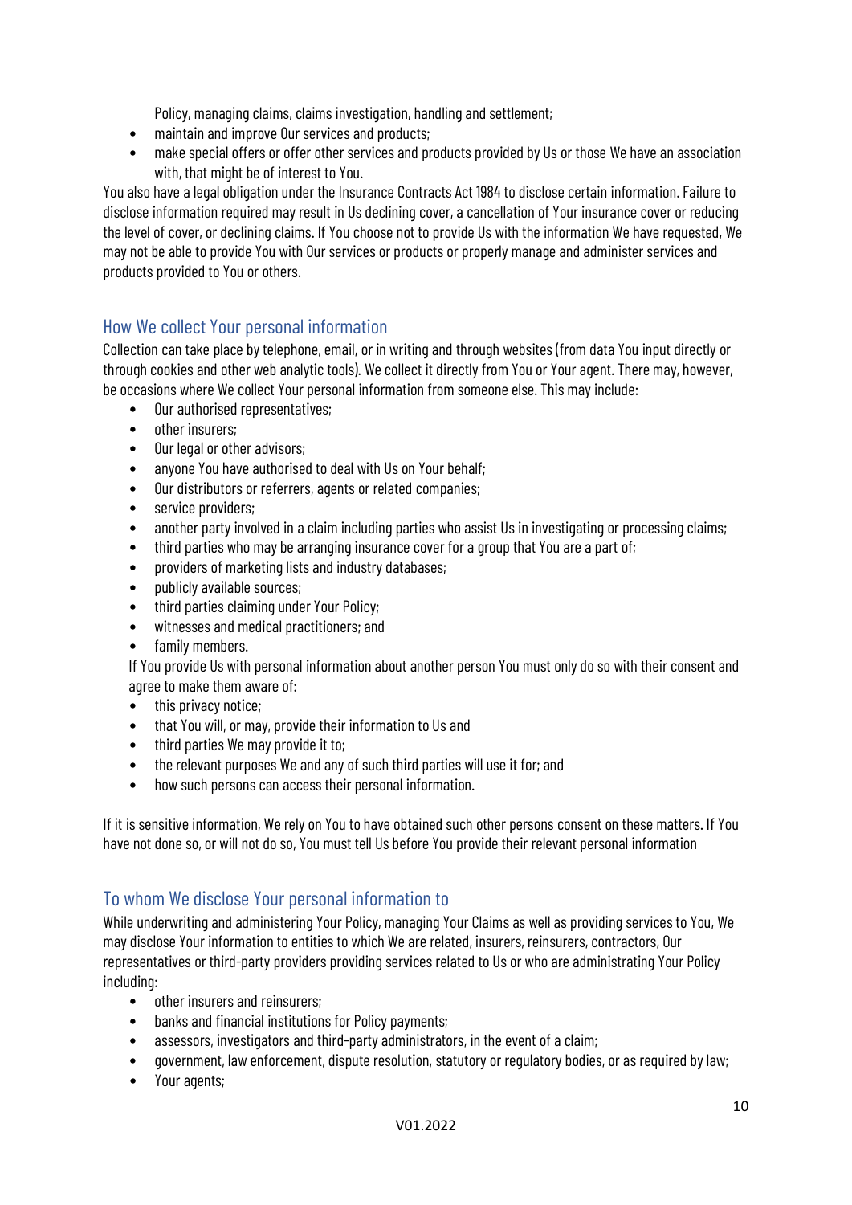Policy, managing claims, claims investigation, handling and settlement;

- maintain and improve Our services and products;
- make special offers or offer other services and products provided by Us or those We have an association with, that might be of interest to You.

You also have a legal obligation under the Insurance Contracts Act 1984 to disclose certain information. Failure to disclose information required may result in Us declining cover, a cancellation of Your insurance cover or reducing the level of cover, or declining claims. If You choose not to provide Us with the information We have requested, We may not be able to provide You with Our services or products or properly manage and administer services and products provided to You or others.

## How We collect Your personal information

Collection can take place by telephone, email, or in writing and through websites (from data You input directly or through cookies and other web analytic tools). We collect it directly from You or Your agent. There may, however, be occasions where We collect Your personal information from someone else. This may include:

- Our authorised representatives;
- other insurers;
- Our legal or other advisors;
- anyone You have authorised to deal with Us on Your behalf;
- Our distributors or referrers, agents or related companies;
- service providers;
- another party involved in a claim including parties who assist Us in investigating or processing claims;
- third parties who may be arranging insurance cover for a group that You are a part of;
- providers of marketing lists and industry databases;
- publicly available sources;
- third parties claiming under Your Policy;
- witnesses and medical practitioners; and
- family members.

If You provide Us with personal information about another person You must only do so with their consent and agree to make them aware of:

- this privacy notice;
- that You will, or may, provide their information to Us and
- third parties We may provide it to;
- the relevant purposes We and any of such third parties will use it for; and
- how such persons can access their personal information.

If it is sensitive information, We rely on You to have obtained such other persons consent on these matters. If You have not done so, or will not do so, You must tell Us before You provide their relevant personal information

## To whom We disclose Your personal information to

While underwriting and administering Your Policy, managing Your Claims as well as providing services to You, We may disclose Your information to entities to which We are related, insurers, reinsurers, contractors, Our representatives or third-party providers providing services related to Us or who are administrating Your Policy including:

- other insurers and reinsurers;
- banks and financial institutions for Policy payments;
- assessors, investigators and third-party administrators, in the event of a claim;
- government, law enforcement, dispute resolution, statutory or regulatory bodies, or as required by law;
- Your agents;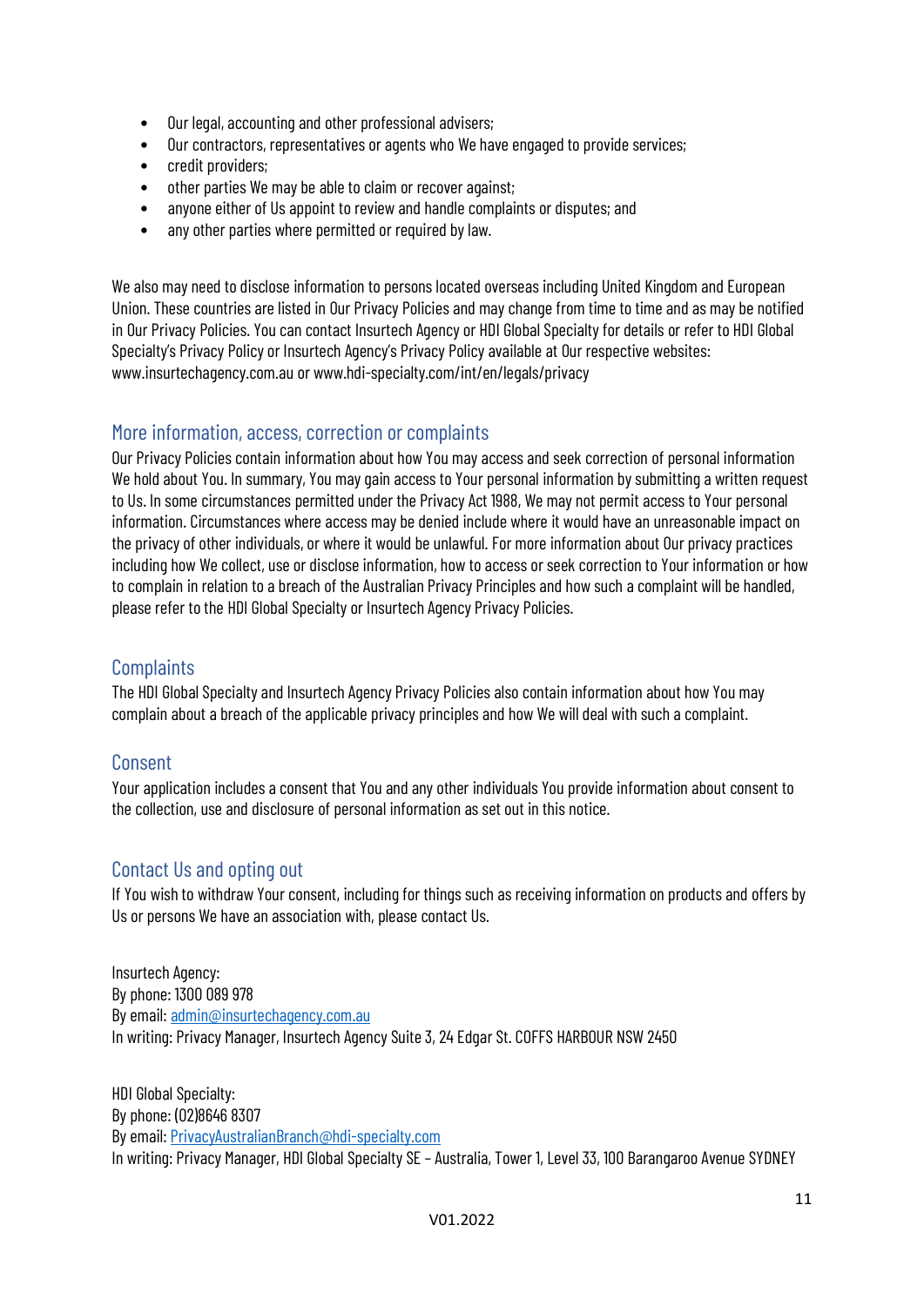- Our legal, accounting and other professional advisers;
- Our contractors, representatives or agents who We have engaged to provide services;
- credit providers;
- other parties We may be able to claim or recover against;
- anyone either of Us appoint to review and handle complaints or disputes; and
- any other parties where permitted or required by law.

We also may need to disclose information to persons located overseas including United Kingdom and European Union. These countries are listed in Our Privacy Policies and may change from time to time and as may be notified in Our Privacy Policies. You can contact Insurtech Agency or HDI Global Specialty for details or refer to HDI Global Specialty's Privacy Policy or Insurtech Agency's Privacy Policy available at Our respective websites: www.insurtechagency.com.au or www.hdi-specialty.com/int/en/legals/privacy

## More information, access, correction or complaints

Our Privacy Policies contain information about how You may access and seek correction of personal information We hold about You. In summary, You may gain access to Your personal information by submitting a written request to Us. In some circumstances permitted under the Privacy Act 1988, We may not permit access to Your personal information. Circumstances where access may be denied include where it would have an unreasonable impact on the privacy of other individuals, or where it would be unlawful. For more information about Our privacy practices including how We collect, use or disclose information, how to access or seek correction to Your information or how to complain in relation to a breach of the Australian Privacy Principles and how such a complaint will be handled, please refer to the HDI Global Specialty or Insurtech Agency Privacy Policies.

## Complaints

The HDI Global Specialty and Insurtech Agency Privacy Policies also contain information about how You may complain about a breach of the applicable privacy principles and how We will deal with such a complaint.

## Consent

Your application includes a consent that You and any other individuals You provide information about consent to the collection, use and disclosure of personal information as set out in this notice.

## Contact Us and opting out

If You wish to withdraw Your consent, including for things such as receiving information on products and offers by Us or persons We have an association with, please contact Us.

Insurtech Agency:
By phone: 1300 089 978
By email: admin@insurtechagency.com.au
In writing: Privacy Manager, Insurtech Agency Suite 3, 24 Edgar St. COFFS HARBOUR NSW 2450

HDI Global Specialty:
By phone: (02)8646 8307
By email: PrivacyAustralianBranch@hdi-specialty.com
In writing: Privacy Manager, HDI Global Specialty SE – Australia, Tower 1, Level 33, 100 Barangaroo Avenue SYDNEY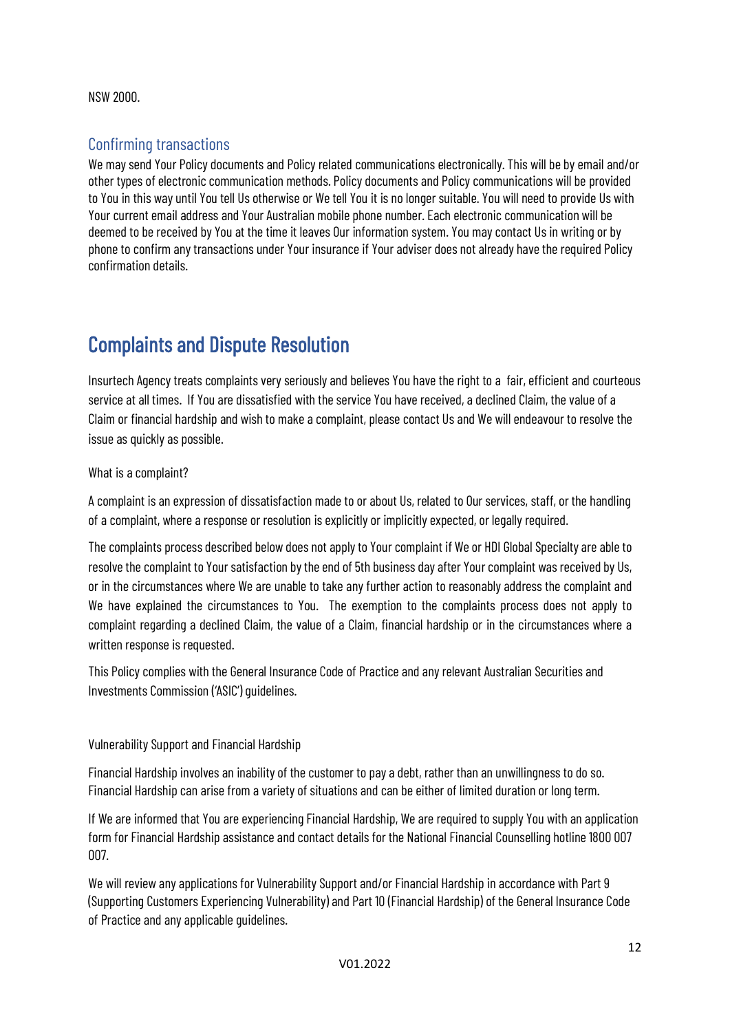NSW 2000.

## Confirming transactions

We may send Your Policy documents and Policy related communications electronically. This will be by email and/or other types of electronic communication methods. Policy documents and Policy communications will be provided to You in this way until You tell Us otherwise or We tell You it is no longer suitable. You will need to provide Us with Your current email address and Your Australian mobile phone number. Each electronic communication will be deemed to be received by You at the time it leaves Our information system. You may contact Us in writing or by phone to confirm any transactions under Your insurance if Your adviser does not already have the required Policy confirmation details.

# Complaints and Dispute Resolution

Insurtech Agency treats complaints very seriously and believes You have the right to a fair, efficient and courteous service at all times. If You are dissatisfied with the service You have received, a declined Claim, the value of a Claim or financial hardship and wish to make a complaint, please contact Us and We will endeavour to resolve the issue as quickly as possible.

What is a complaint?

A complaint is an expression of dissatisfaction made to or about Us, related to Our services, staff, or the handling of a complaint, where a response or resolution is explicitly or implicitly expected, or legally required.

The complaints process described below does not apply to Your complaint if We or HDI Global Specialty are able to resolve the complaint to Your satisfaction by the end of 5th business day after Your complaint was received by Us, or in the circumstances where We are unable to take any further action to reasonably address the complaint and We have explained the circumstances to You. The exemption to the complaints process does not apply to complaint regarding a declined Claim, the value of a Claim, financial hardship or in the circumstances where a written response is requested.

This Policy complies with the General Insurance Code of Practice and any relevant Australian Securities and Investments Commission ('ASIC') guidelines.

Vulnerability Support and Financial Hardship

Financial Hardship involves an inability of the customer to pay a debt, rather than an unwillingness to do so. Financial Hardship can arise from a variety of situations and can be either of limited duration or long term.

If We are informed that You are experiencing Financial Hardship, We are required to supply You with an application form for Financial Hardship assistance and contact details for the National Financial Counselling hotline 1800 007 007.

We will review any applications for Vulnerability Support and/or Financial Hardship in accordance with Part 9 (Supporting Customers Experiencing Vulnerability) and Part 10 (Financial Hardship) of the General Insurance Code of Practice and any applicable guidelines.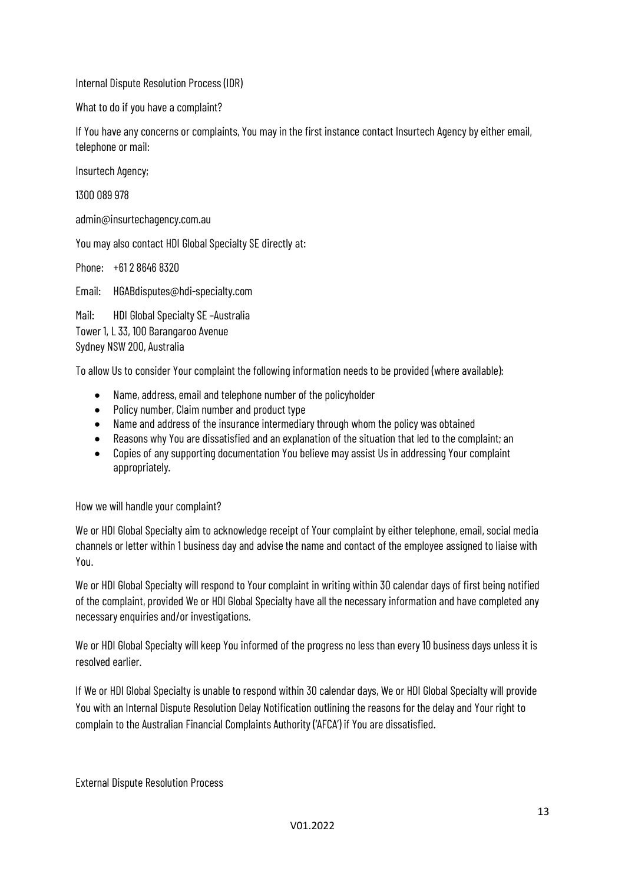Internal Dispute Resolution Process (IDR)

What to do if you have a complaint?

If You have any concerns or complaints, You may in the first instance contact Insurtech Agency by either email, telephone or mail:

Insurtech Agency;

1300 089 978

admin@insurtechagency.com.au

You may also contact HDI Global Specialty SE directly at:

Phone: +61 2 8646 8320

Email: HGABdisputes@hdi-specialty.com

Mail: HDI Global Specialty SE –Australia
Tower 1, L 33, 100 Barangaroo Avenue
Sydney NSW 200, Australia

To allow Us to consider Your complaint the following information needs to be provided (where available):

- Name, address, email and telephone number of the policyholder
- Policy number, Claim number and product type
- Name and address of the insurance intermediary through whom the policy was obtained
- Reasons why You are dissatisfied and an explanation of the situation that led to the complaint; an
- Copies of any supporting documentation You believe may assist Us in addressing Your complaint appropriately.

How we will handle your complaint?

We or HDI Global Specialty aim to acknowledge receipt of Your complaint by either telephone, email, social media channels or letter within 1 business day and advise the name and contact of the employee assigned to liaise with You.

We or HDI Global Specialty will respond to Your complaint in writing within 30 calendar days of first being notified of the complaint, provided We or HDI Global Specialty have all the necessary information and have completed any necessary enquiries and/or investigations.

We or HDI Global Specialty will keep You informed of the progress no less than every 10 business days unless it is resolved earlier.

If We or HDI Global Specialty is unable to respond within 30 calendar days, We or HDI Global Specialty will provide You with an Internal Dispute Resolution Delay Notification outlining the reasons for the delay and Your right to complain to the Australian Financial Complaints Authority ('AFCA') if You are dissatisfied.

External Dispute Resolution Process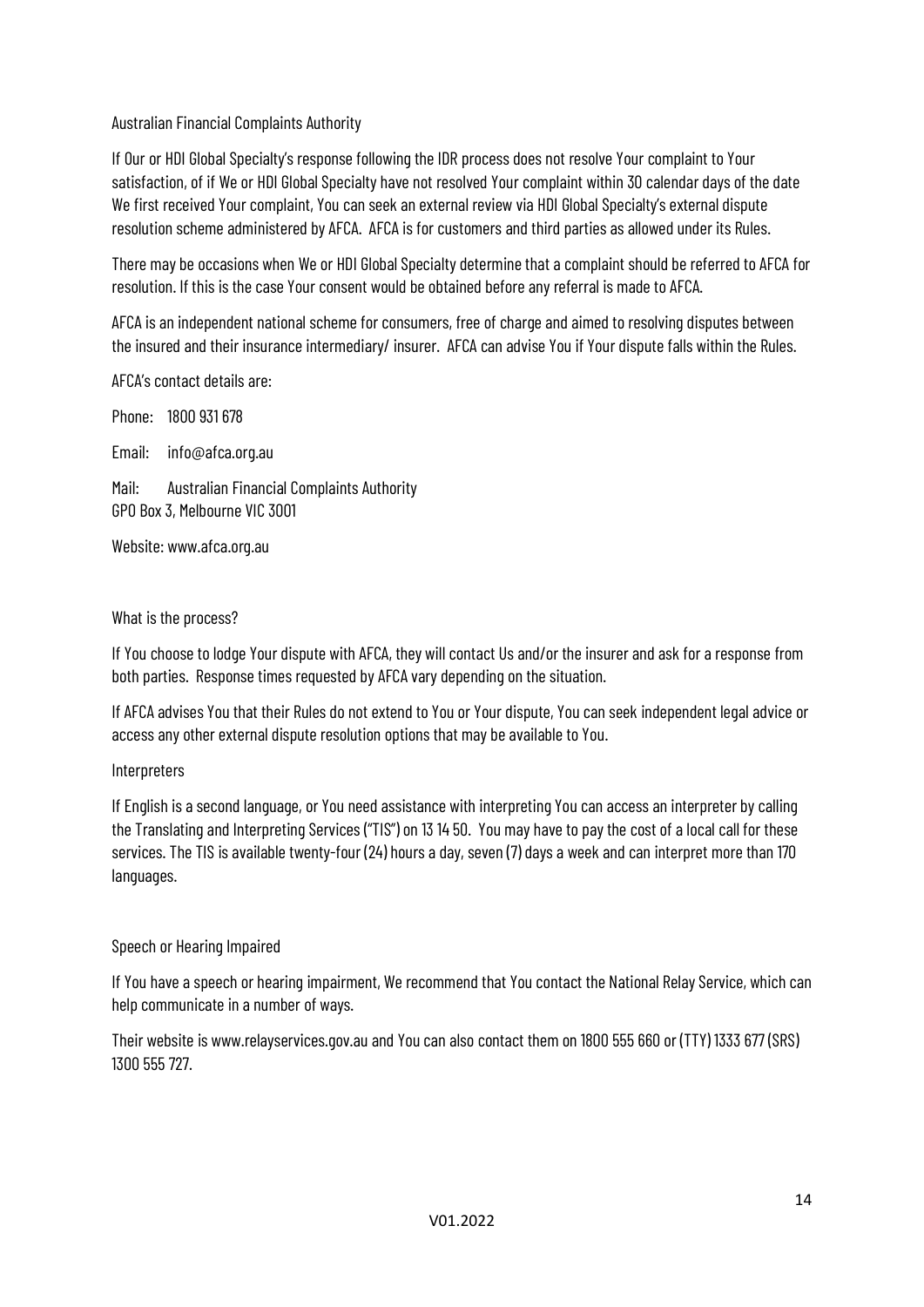## Australian Financial Complaints Authority

If Our or HDI Global Specialty's response following the IDR process does not resolve Your complaint to Your satisfaction, of if We or HDI Global Specialty have not resolved Your complaint within 30 calendar days of the date We first received Your complaint, You can seek an external review via HDI Global Specialty's external dispute resolution scheme administered by AFCA. AFCA is for customers and third parties as allowed under its Rules.

There may be occasions when We or HDI Global Specialty determine that a complaint should be referred to AFCA for resolution. If this is the case Your consent would be obtained before any referral is made to AFCA.

AFCA is an independent national scheme for consumers, free of charge and aimed to resolving disputes between the insured and their insurance intermediary/ insurer. AFCA can advise You if Your dispute falls within the Rules.

AFCA's contact details are:

Phone: 1800 931 678

Email: info@afca.org.au

Mail: Australian Financial Complaints Authority
GPO Box 3, Melbourne VIC 3001

Website: www.afca.org.au

## What is the process?

If You choose to lodge Your dispute with AFCA, they will contact Us and/or the insurer and ask for a response from both parties. Response times requested by AFCA vary depending on the situation.

If AFCA advises You that their Rules do not extend to You or Your dispute, You can seek independent legal advice or access any other external dispute resolution options that may be available to You.

## Interpreters

If English is a second language, or You need assistance with interpreting You can access an interpreter by calling the Translating and Interpreting Services ("TIS") on 13 14 50. You may have to pay the cost of a local call for these services. The TIS is available twenty-four (24) hours a day, seven (7) days a week and can interpret more than 170 languages.

## Speech or Hearing Impaired

If You have a speech or hearing impairment, We recommend that You contact the National Relay Service, which can help communicate in a number of ways.

Their website is www.relayservices.gov.au and You can also contact them on 1800 555 660 or (TTY) 1333 677 (SRS) 1300 555 727.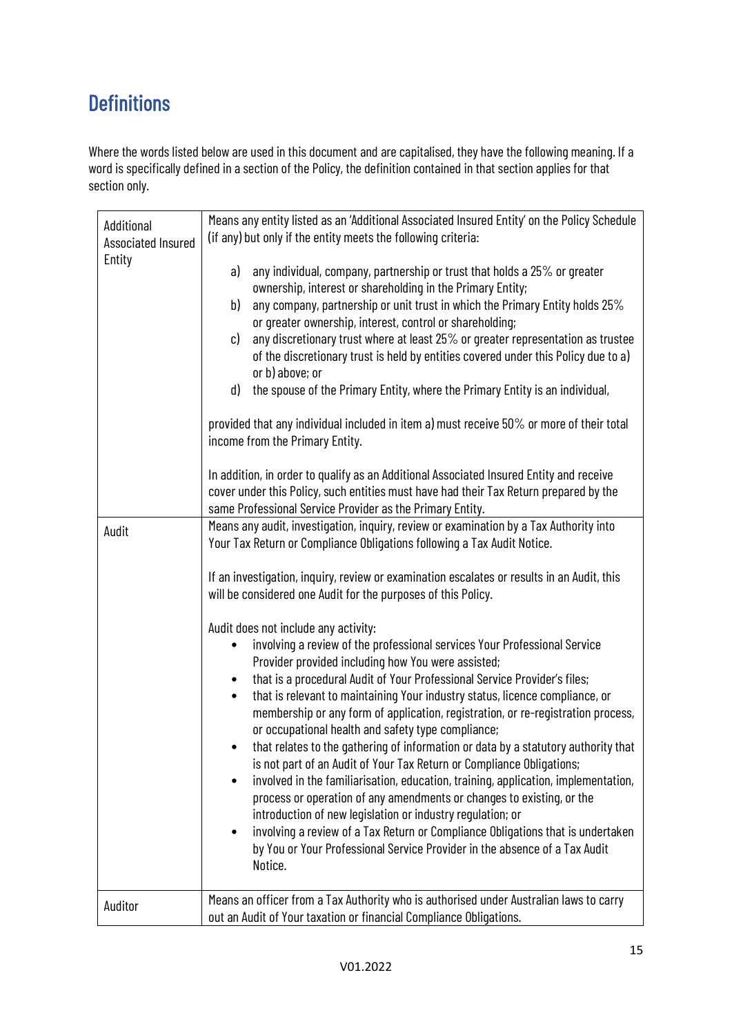## Definitions

Where the words listed below are used in this document and are capitalised, they have the following meaning. If a word is specifically defined in a section of the Policy, the definition contained in that section applies for that section only.

| Term | Definition |
|---|---|
| Additional Associated Insured Entity | Means any entity listed as an 'Additional Associated Insured Entity' on the Policy Schedule (if any) but only if the entity meets the following criteria:<br><br>a) any individual, company, partnership or trust that holds a 25% or greater ownership, interest or shareholding in the Primary Entity;<br>b) any company, partnership or unit trust in which the Primary Entity holds 25% or greater ownership, interest, control or shareholding;<br>c) any discretionary trust where at least 25% or greater representation as trustee of the discretionary trust is held by entities covered under this Policy due to a) or b) above; or<br>d) the spouse of the Primary Entity, where the Primary Entity is an individual,<br><br>provided that any individual included in item a) must receive 50% or more of their total income from the Primary Entity.<br><br>In addition, in order to qualify as an Additional Associated Insured Entity and receive cover under this Policy, such entities must have had their Tax Return prepared by the same Professional Service Provider as the Primary Entity. |
| Audit | Means any audit, investigation, inquiry, review or examination by a Tax Authority into Your Tax Return or Compliance Obligations following a Tax Audit Notice.<br><br>If an investigation, inquiry, review or examination escalates or results in an Audit, this will be considered one Audit for the purposes of this Policy.<br><br>Audit does not include any activity:<br>• involving a review of the professional services Your Professional Service Provider provided including how You were assisted;<br>• that is a procedural Audit of Your Professional Service Provider's files;<br>• that is relevant to maintaining Your industry status, licence compliance, or membership or any form of application, registration, or re-registration process, or occupational health and safety type compliance;<br>• that relates to the gathering of information or data by a statutory authority that is not part of an Audit of Your Tax Return or Compliance Obligations;<br>• involved in the familiarisation, education, training, application, implementation, process or operation of any amendments or changes to existing, or the introduction of new legislation or industry regulation; or<br>• involving a review of a Tax Return or Compliance Obligations that is undertaken by You or Your Professional Service Provider in the absence of a Tax Audit Notice. |
| Auditor | Means an officer from a Tax Authority who is authorised under Australian laws to carry out an Audit of Your taxation or financial Compliance Obligations. |

V01.2022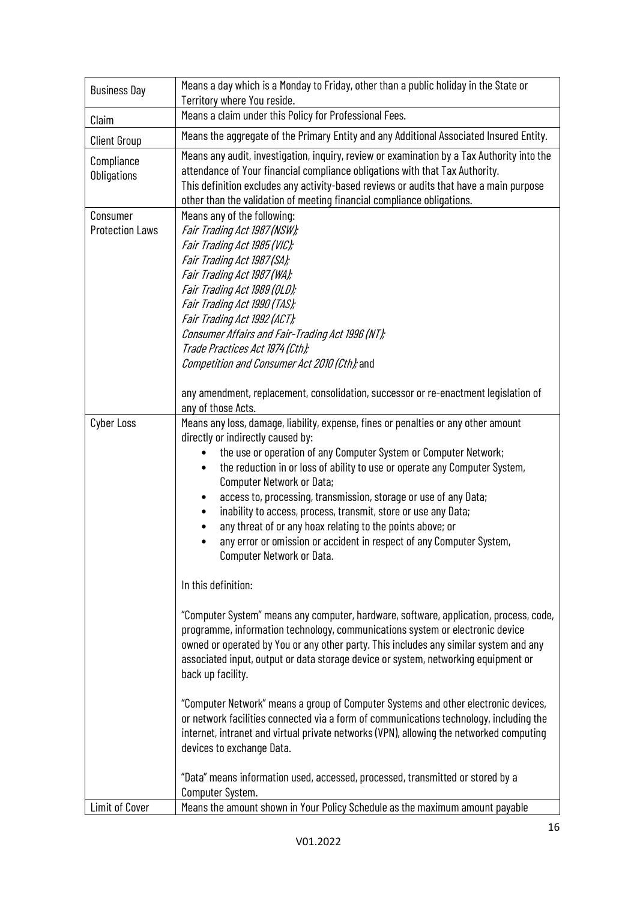| | |
|---|---|
| Business Day | Means a day which is a Monday to Friday, other than a public holiday in the State or Territory where You reside. |
| Claim | Means a claim under this Policy for Professional Fees. |
| Client Group | Means the aggregate of the Primary Entity and any Additional Associated Insured Entity. |
| Compliance Obligations | Means any audit, investigation, inquiry, review or examination by a Tax Authority into the attendance of Your financial compliance obligations with that Tax Authority.<br>This definition excludes any activity-based reviews or audits that have a main purpose other than the validation of meeting financial compliance obligations. |
| Consumer Protection Laws | Means any of the following:<br>*Fair Trading Act 1987 (NSW);*<br>*Fair Trading Act 1985 (VIC);*<br>*Fair Trading Act 1987 (SA);*<br>*Fair Trading Act 1987 (WA);*<br>*Fair Trading Act 1989 (QLD);*<br>*Fair Trading Act 1990 (TAS);*<br>*Fair Trading Act 1992 (ACT);*<br>*Consumer Affairs and Fair-Trading Act 1996 (NT);*<br>*Trade Practices Act 1974 (Cth);*<br>*Competition and Consumer Act 2010 (Cth);* and<br><br>any amendment, replacement, consolidation, successor or re-enactment legislation of any of those Acts. |
| Cyber Loss | Means any loss, damage, liability, expense, fines or penalties or any other amount directly or indirectly caused by:<br>• the use or operation of any Computer System or Computer Network;<br>• the reduction in or loss of ability to use or operate any Computer System, Computer Network or Data;<br>• access to, processing, transmission, storage or use of any Data;<br>• inability to access, process, transmit, store or use any Data;<br>• any threat of or any hoax relating to the points above; or<br>• any error or omission or accident in respect of any Computer System, Computer Network or Data.<br><br>In this definition:<br><br>"Computer System" means any computer, hardware, software, application, process, code, programme, information technology, communications system or electronic device owned or operated by You or any other party. This includes any similar system and any associated input, output or data storage device or system, networking equipment or back up facility.<br><br>"Computer Network" means a group of Computer Systems and other electronic devices, or network facilities connected via a form of communications technology, including the internet, intranet and virtual private networks (VPN), allowing the networked computing devices to exchange Data.<br><br>"Data" means information used, accessed, processed, transmitted or stored by a Computer System. |
| Limit of Cover | Means the amount shown in Your Policy Schedule as the maximum amount payable |

V01.2022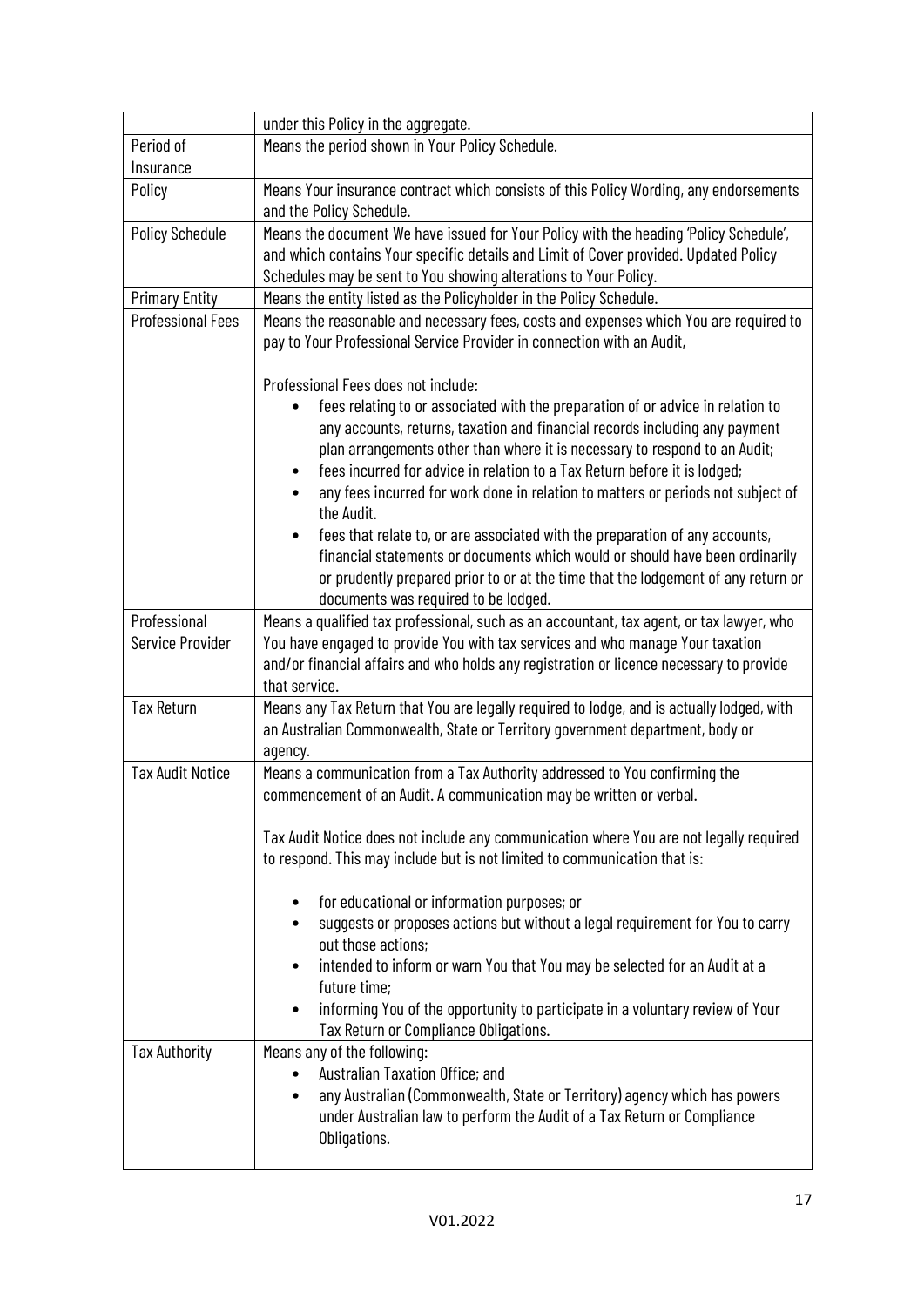| | |
|---|---|
| | under this Policy in the aggregate. |
| Period of Insurance | Means the period shown in Your Policy Schedule. |
| Policy | Means Your insurance contract which consists of this Policy Wording, any endorsements and the Policy Schedule. |
| Policy Schedule | Means the document We have issued for Your Policy with the heading 'Policy Schedule', and which contains Your specific details and Limit of Cover provided. Updated Policy Schedules may be sent to You showing alterations to Your Policy. |
| Primary Entity | Means the entity listed as the Policyholder in the Policy Schedule. |
| Professional Fees | Means the reasonable and necessary fees, costs and expenses which You are required to pay to Your Professional Service Provider in connection with an Audit,<br><br>Professional Fees does not include:<br>• fees relating to or associated with the preparation of or advice in relation to any accounts, returns, taxation and financial records including any payment plan arrangements other than where it is necessary to respond to an Audit;<br>• fees incurred for advice in relation to a Tax Return before it is lodged;<br>• any fees incurred for work done in relation to matters or periods not subject of the Audit.<br>• fees that relate to, or are associated with the preparation of any accounts, financial statements or documents which would or should have been ordinarily or prudently prepared prior to or at the time that the lodgement of any return or documents was required to be lodged. |
| Professional Service Provider | Means a qualified tax professional, such as an accountant, tax agent, or tax lawyer, who You have engaged to provide You with tax services and who manage Your taxation and/or financial affairs and who holds any registration or licence necessary to provide that service. |
| Tax Return | Means any Tax Return that You are legally required to lodge, and is actually lodged, with an Australian Commonwealth, State or Territory government department, body or agency. |
| Tax Audit Notice | Means a communication from a Tax Authority addressed to You confirming the commencement of an Audit. A communication may be written or verbal.<br><br>Tax Audit Notice does not include any communication where You are not legally required to respond. This may include but is not limited to communication that is:<br><br>• for educational or information purposes; or<br>• suggests or proposes actions but without a legal requirement for You to carry out those actions;<br>• intended to inform or warn You that You may be selected for an Audit at a future time;<br>• informing You of the opportunity to participate in a voluntary review of Your Tax Return or Compliance Obligations. |
| Tax Authority | Means any of the following:<br>• Australian Taxation Office; and<br>• any Australian (Commonwealth, State or Territory) agency which has powers under Australian law to perform the Audit of a Tax Return or Compliance Obligations. |

V01.2022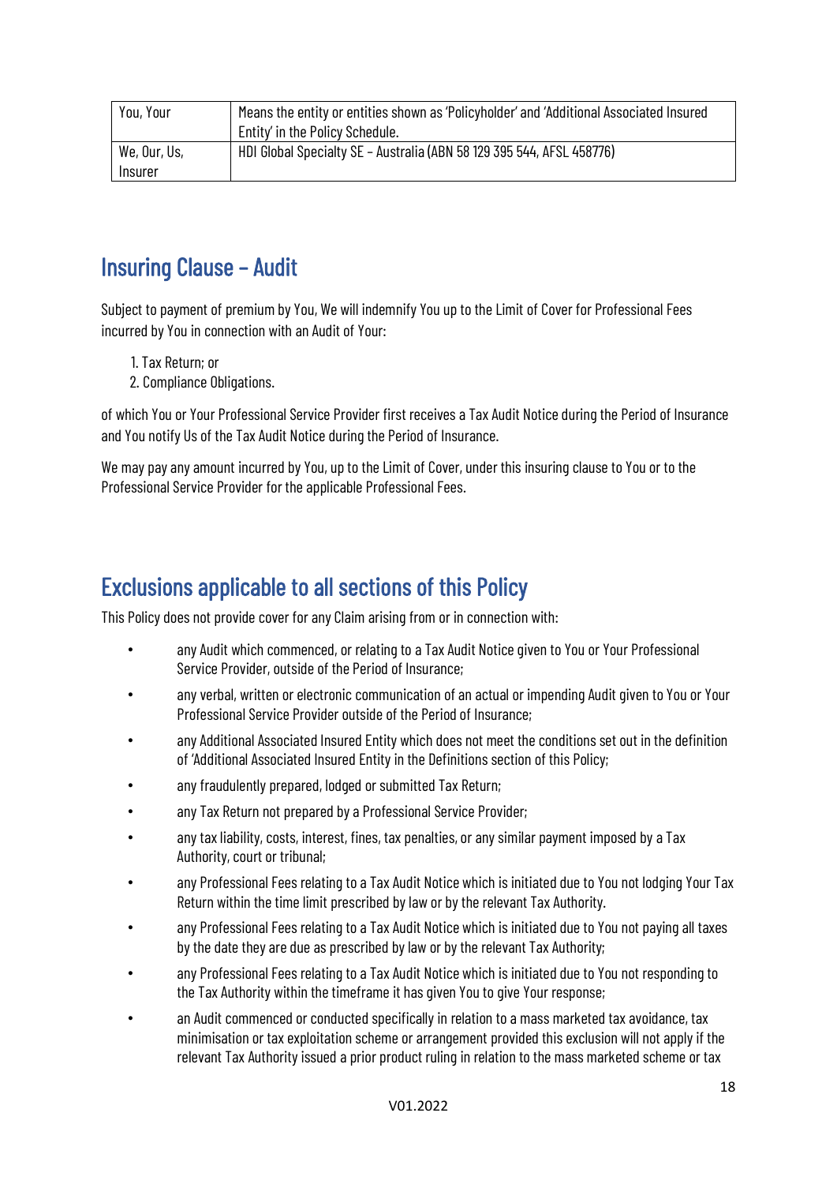| You, Your | Means the entity or entities shown as 'Policyholder' and 'Additional Associated Insured Entity' in the Policy Schedule. |
|---|---|
| We, Our, Us, Insurer | HDI Global Specialty SE – Australia (ABN 58 129 395 544, AFSL 458776) |

## Insuring Clause – Audit

Subject to payment of premium by You, We will indemnify You up to the Limit of Cover for Professional Fees incurred by You in connection with an Audit of Your:

1. Tax Return; or
2. Compliance Obligations.

of which You or Your Professional Service Provider first receives a Tax Audit Notice during the Period of Insurance and You notify Us of the Tax Audit Notice during the Period of Insurance.

We may pay any amount incurred by You, up to the Limit of Cover, under this insuring clause to You or to the Professional Service Provider for the applicable Professional Fees.

## Exclusions applicable to all sections of this Policy

This Policy does not provide cover for any Claim arising from or in connection with:

- any Audit which commenced, or relating to a Tax Audit Notice given to You or Your Professional Service Provider, outside of the Period of Insurance;
- any verbal, written or electronic communication of an actual or impending Audit given to You or Your Professional Service Provider outside of the Period of Insurance;
- any Additional Associated Insured Entity which does not meet the conditions set out in the definition of 'Additional Associated Insured Entity in the Definitions section of this Policy;
- any fraudulently prepared, lodged or submitted Tax Return;
- any Tax Return not prepared by a Professional Service Provider;
- any tax liability, costs, interest, fines, tax penalties, or any similar payment imposed by a Tax Authority, court or tribunal;
- any Professional Fees relating to a Tax Audit Notice which is initiated due to You not lodging Your Tax Return within the time limit prescribed by law or by the relevant Tax Authority.
- any Professional Fees relating to a Tax Audit Notice which is initiated due to You not paying all taxes by the date they are due as prescribed by law or by the relevant Tax Authority;
- any Professional Fees relating to a Tax Audit Notice which is initiated due to You not responding to the Tax Authority within the timeframe it has given You to give Your response;
- an Audit commenced or conducted specifically in relation to a mass marketed tax avoidance, tax minimisation or tax exploitation scheme or arrangement provided this exclusion will not apply if the relevant Tax Authority issued a prior product ruling in relation to the mass marketed scheme or tax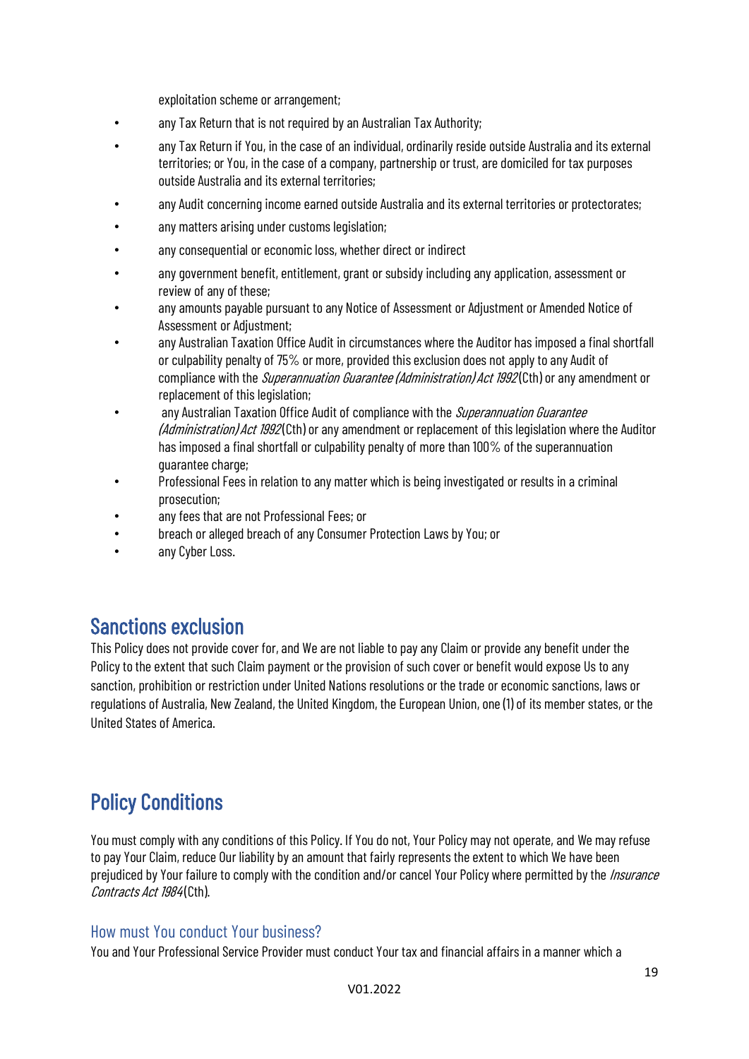exploitation scheme or arrangement;

- any Tax Return that is not required by an Australian Tax Authority;
- any Tax Return if You, in the case of an individual, ordinarily reside outside Australia and its external territories; or You, in the case of a company, partnership or trust, are domiciled for tax purposes outside Australia and its external territories;
- any Audit concerning income earned outside Australia and its external territories or protectorates;
- any matters arising under customs legislation;
- any consequential or economic loss, whether direct or indirect
- any government benefit, entitlement, grant or subsidy including any application, assessment or review of any of these;
- any amounts payable pursuant to any Notice of Assessment or Adjustment or Amended Notice of Assessment or Adjustment;
- any Australian Taxation Office Audit in circumstances where the Auditor has imposed a final shortfall or culpability penalty of 75% or more, provided this exclusion does not apply to any Audit of compliance with the *Superannuation Guarantee (Administration) Act 1992* (Cth) or any amendment or replacement of this legislation;
- any Australian Taxation Office Audit of compliance with the *Superannuation Guarantee (Administration) Act 1992* (Cth) or any amendment or replacement of this legislation where the Auditor has imposed a final shortfall or culpability penalty of more than 100% of the superannuation guarantee charge;
- Professional Fees in relation to any matter which is being investigated or results in a criminal prosecution;
- any fees that are not Professional Fees; or
- breach or alleged breach of any Consumer Protection Laws by You; or
- any Cyber Loss.

## Sanctions exclusion

This Policy does not provide cover for, and We are not liable to pay any Claim or provide any benefit under the Policy to the extent that such Claim payment or the provision of such cover or benefit would expose Us to any sanction, prohibition or restriction under United Nations resolutions or the trade or economic sanctions, laws or regulations of Australia, New Zealand, the United Kingdom, the European Union, one (1) of its member states, or the United States of America.

## Policy Conditions

You must comply with any conditions of this Policy. If You do not, Your Policy may not operate, and We may refuse to pay Your Claim, reduce Our liability by an amount that fairly represents the extent to which We have been prejudiced by Your failure to comply with the condition and/or cancel Your Policy where permitted by the *Insurance Contracts Act 1984* (Cth).

### How must You conduct Your business?

You and Your Professional Service Provider must conduct Your tax and financial affairs in a manner which a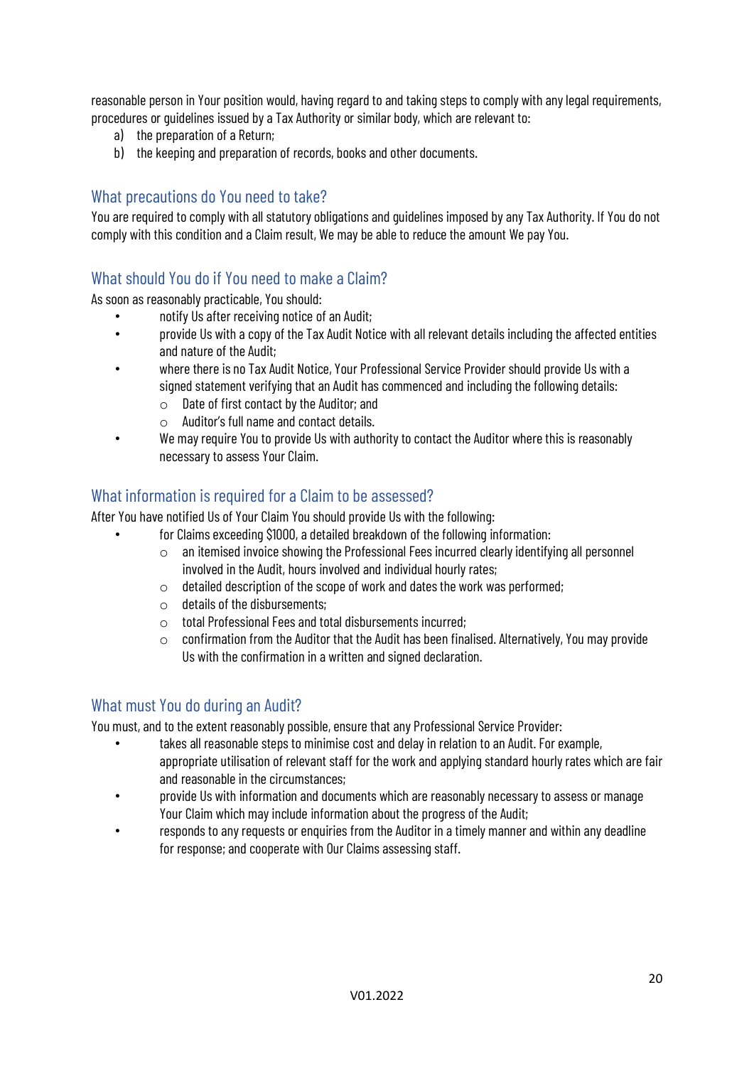reasonable person in Your position would, having regard to and taking steps to comply with any legal requirements, procedures or guidelines issued by a Tax Authority or similar body, which are relevant to:

a) the preparation of a Return;
b) the keeping and preparation of records, books and other documents.

## What precautions do You need to take?

You are required to comply with all statutory obligations and guidelines imposed by any Tax Authority. If You do not comply with this condition and a Claim result, We may be able to reduce the amount We pay You.

## What should You do if You need to make a Claim?

As soon as reasonably practicable, You should:

- notify Us after receiving notice of an Audit;
- provide Us with a copy of the Tax Audit Notice with all relevant details including the affected entities and nature of the Audit;
- where there is no Tax Audit Notice, Your Professional Service Provider should provide Us with a signed statement verifying that an Audit has commenced and including the following details:
    - Date of first contact by the Auditor; and
    - Auditor's full name and contact details.
- We may require You to provide Us with authority to contact the Auditor where this is reasonably necessary to assess Your Claim.

## What information is required for a Claim to be assessed?

After You have notified Us of Your Claim You should provide Us with the following:

- for Claims exceeding $1000, a detailed breakdown of the following information:
    - an itemised invoice showing the Professional Fees incurred clearly identifying all personnel involved in the Audit, hours involved and individual hourly rates;
    - detailed description of the scope of work and dates the work was performed;
    - details of the disbursements;
    - total Professional Fees and total disbursements incurred;
    - confirmation from the Auditor that the Audit has been finalised. Alternatively, You may provide Us with the confirmation in a written and signed declaration.

## What must You do during an Audit?

You must, and to the extent reasonably possible, ensure that any Professional Service Provider:

- takes all reasonable steps to minimise cost and delay in relation to an Audit. For example, appropriate utilisation of relevant staff for the work and applying standard hourly rates which are fair and reasonable in the circumstances;
- provide Us with information and documents which are reasonably necessary to assess or manage Your Claim which may include information about the progress of the Audit;
- responds to any requests or enquiries from the Auditor in a timely manner and within any deadline for response; and cooperate with Our Claims assessing staff.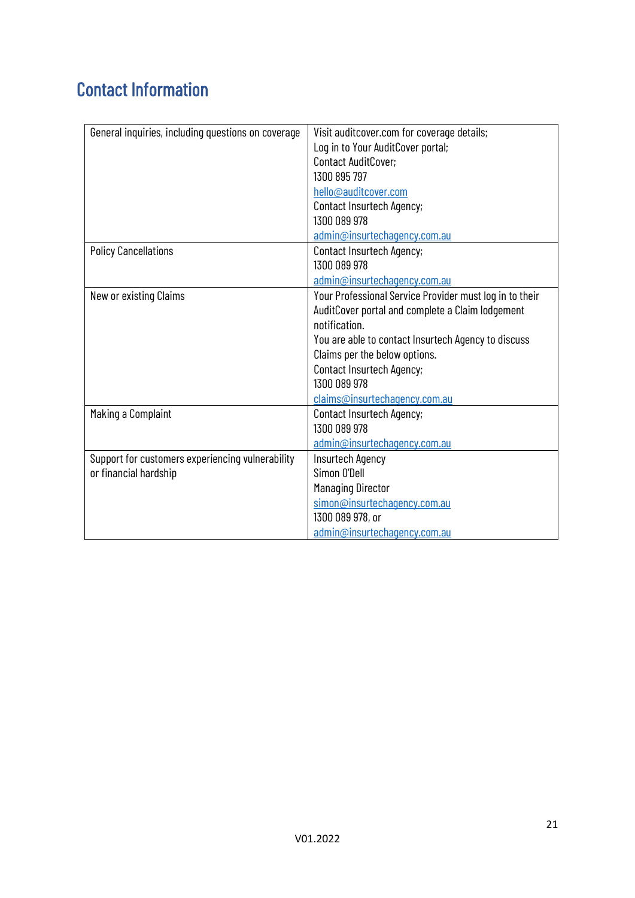# Contact Information

| | |
|---|---|
| General inquiries, including questions on coverage | Visit auditcover.com for coverage details;<br>Log in to Your AuditCover portal;<br>Contact AuditCover;<br>1300 895 797<br>hello@auditcover.com<br>Contact Insurtech Agency;<br>1300 089 978<br>admin@insurtechagency.com.au |
| Policy Cancellations | Contact Insurtech Agency;<br>1300 089 978<br>admin@insurtechagency.com.au |
| New or existing Claims | Your Professional Service Provider must log in to their AuditCover portal and complete a Claim lodgement notification.<br>You are able to contact Insurtech Agency to discuss Claims per the below options.<br>Contact Insurtech Agency;<br>1300 089 978<br>claims@insurtechagency.com.au |
| Making a Complaint | Contact Insurtech Agency;<br>1300 089 978<br>admin@insurtechagency.com.au |
| Support for customers experiencing vulnerability or financial hardship | Insurtech Agency<br>Simon O'Dell<br>Managing Director<br>simon@insurtechagency.com.au<br>1300 089 978, or<br>admin@insurtechagency.com.au |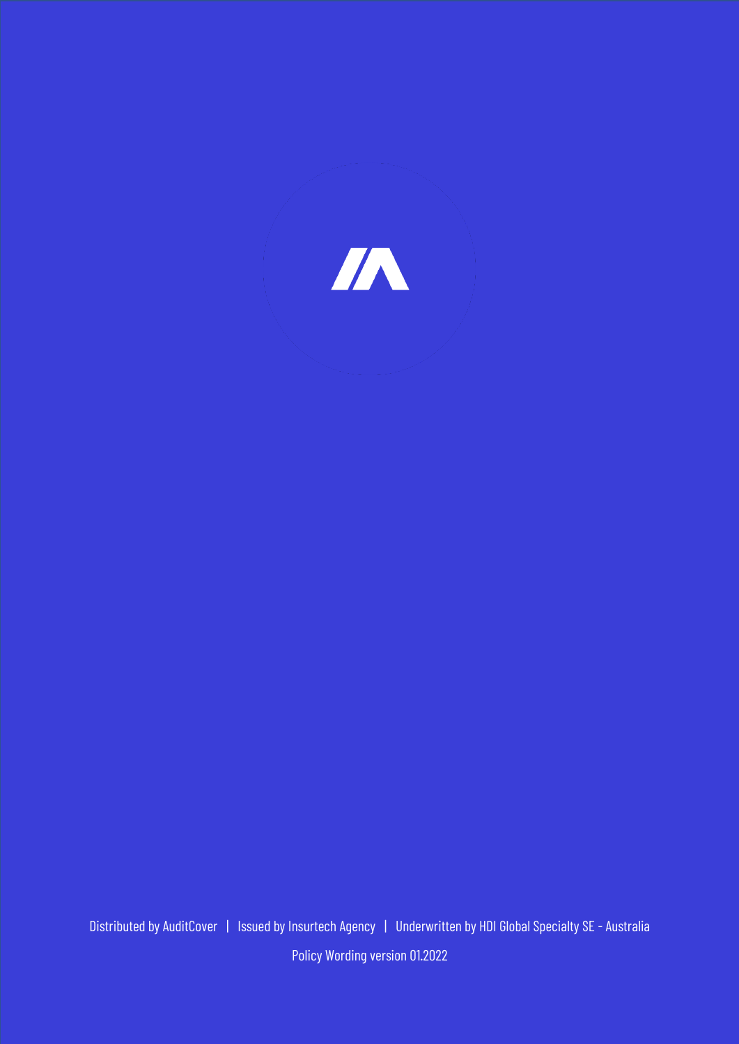Distributed by AuditCover | Issued by Insurtech Agency | Underwritten by HDI Global Specialty SE - Australia

Policy Wording version 01.2022